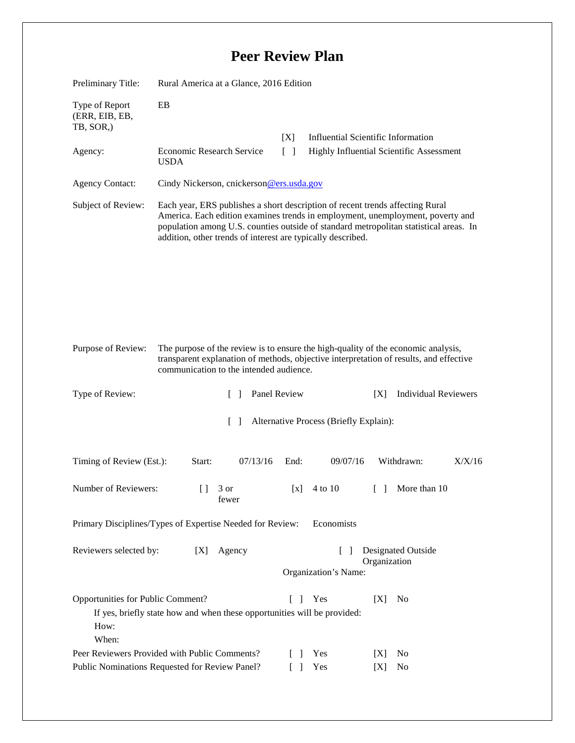# Peer Review Plan

Preliminary Title: Rural America at a Glance, 2016 Edition

Type of Report (ERR, EIB, EB, TB, SOR,): EB

[X] Influential Scientific Information

[ ] Highly Influential Scientific Assessment

Agency: Economic Research Service USDA

Agency Contact: Cindy Nickerson, cnickerson@ers.usda.gov

Subject of Review: Each year, ERS publishes a short description of recent trends affecting Rural America. Each edition examines trends in employment, unemployment, poverty and population among U.S. counties outside of standard metropolitan statistical areas. In addition, other trends of interest are typically described.

Purpose of Review: The purpose of the review is to ensure the high-quality of the economic analysis, transparent explanation of methods, objective interpretation of results, and effective communication to the intended audience.

Type of Review: [ ] Panel Review [X] Individual Reviewers

[ ] Alternative Process (Briefly Explain):

Timing of Review (Est.): Start: 07/13/16 End: 09/07/16 Withdrawn: X/X/16

Number of Reviewers: [ ] 3 or fewer [x] 4 to 10 [ ] More than 10

Primary Disciplines/Types of Expertise Needed for Review: Economists

Reviewers selected by: [X] Agency [ ] Designated Outside Organization

Organization's Name:

Opportunities for Public Comment? [ ] Yes [X] No

If yes, briefly state how and when these opportunities will be provided:

How:

When:

Peer Reviewers Provided with Public Comments? [ ] Yes [X] No

Public Nominations Requested for Review Panel? [ ] Yes [X] No